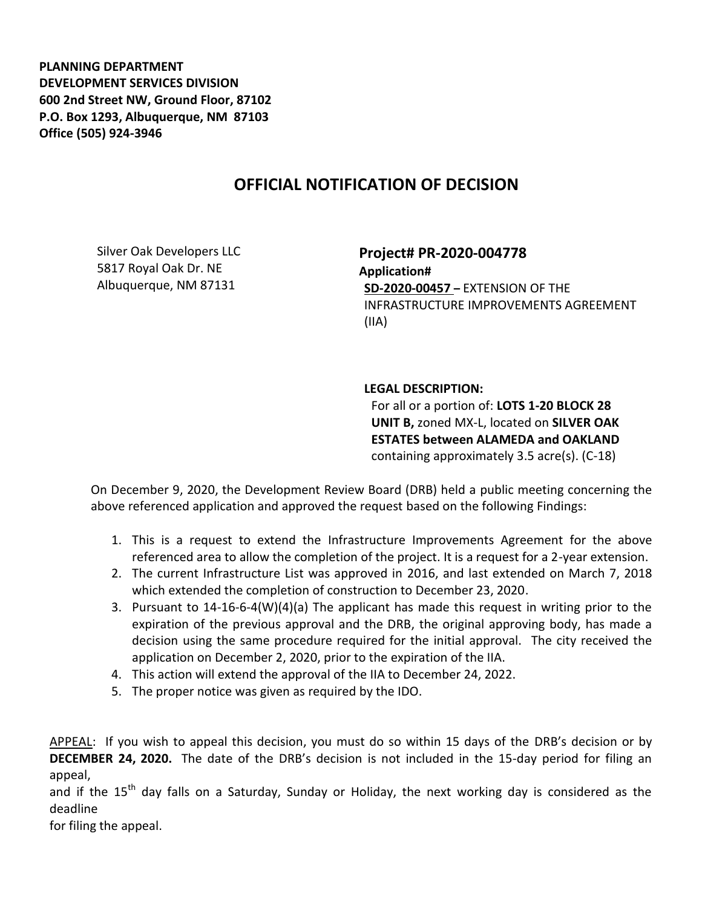**PLANNING DEPARTMENT**
**DEVELOPMENT SERVICES DIVISION**
**600 2nd Street NW, Ground Floor, 87102**
**P.O. Box 1293, Albuquerque, NM 87103**
**Office (505) 924-3946**

# OFFICIAL NOTIFICATION OF DECISION

Silver Oak Developers LLC
5817 Royal Oak Dr. NE
Albuquerque, NM 87131

**Project# PR-2020-004778**
**Application#**
**SD-2020-00457** – EXTENSION OF THE INFRASTRUCTURE IMPROVEMENTS AGREEMENT (IIA)

**LEGAL DESCRIPTION:**
For all or a portion of: **LOTS 1-20 BLOCK 28 UNIT B,** zoned MX-L, located on **SILVER OAK ESTATES between ALAMEDA and OAKLAND** containing approximately 3.5 acre(s). (C-18)

On December 9, 2020, the Development Review Board (DRB) held a public meeting concerning the above referenced application and approved the request based on the following Findings:

1. This is a request to extend the Infrastructure Improvements Agreement for the above referenced area to allow the completion of the project. It is a request for a 2-year extension.
2. The current Infrastructure List was approved in 2016, and last extended on March 7, 2018 which extended the completion of construction to December 23, 2020.
3. Pursuant to 14-16-6-4(W)(4)(a) The applicant has made this request in writing prior to the expiration of the previous approval and the DRB, the original approving body, has made a decision using the same procedure required for the initial approval. The city received the application on December 2, 2020, prior to the expiration of the IIA.
4. This action will extend the approval of the IIA to December 24, 2022.
5. The proper notice was given as required by the IDO.

APPEAL: If you wish to appeal this decision, you must do so within 15 days of the DRB's decision or by **DECEMBER 24, 2020.** The date of the DRB's decision is not included in the 15-day period for filing an appeal, and if the 15th day falls on a Saturday, Sunday or Holiday, the next working day is considered as the deadline for filing the appeal.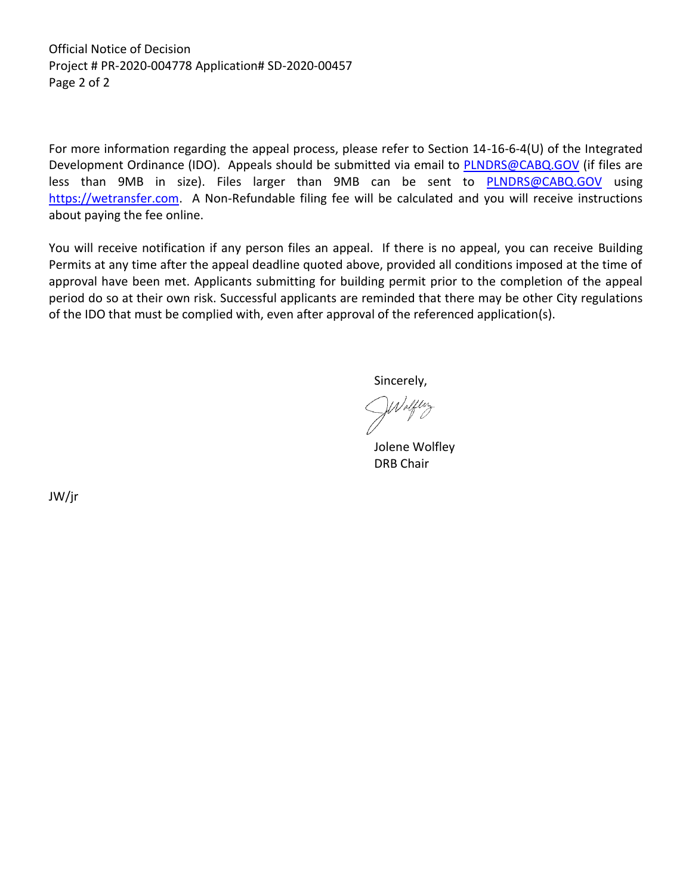For more information regarding the appeal process, please refer to Section 14-16-6-4(U) of the Integrated Development Ordinance (IDO). Appeals should be submitted via email to PLNDRS@CABQ.GOV (if files are less than 9MB in size). Files larger than 9MB can be sent to PLNDRS@CABQ.GOV using https://wetransfer.com. A Non-Refundable filing fee will be calculated and you will receive instructions about paying the fee online.

You will receive notification if any person files an appeal. If there is no appeal, you can receive Building Permits at any time after the appeal deadline quoted above, provided all conditions imposed at the time of approval have been met. Applicants submitting for building permit prior to the completion of the appeal period do so at their own risk. Successful applicants are reminded that there may be other City regulations of the IDO that must be complied with, even after approval of the referenced application(s).

Sincerely,

Jolene Wolfley
DRB Chair

JW/jr